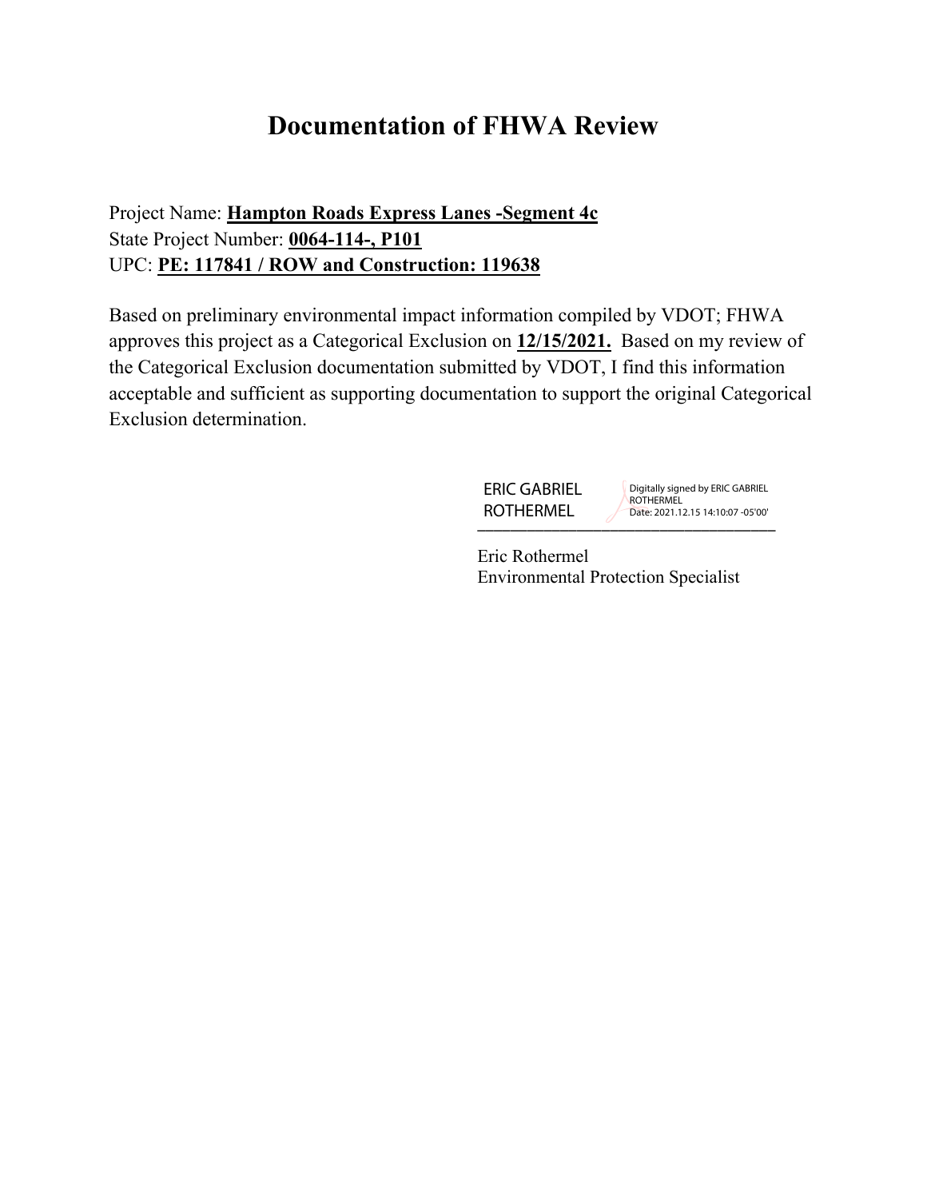# Documentation of FHWA Review

Project Name: **Hampton Roads Express Lanes -Segment 4c**
State Project Number: **0064-114-, P101**
UPC: **PE: 117841 / ROW and Construction: 119638**

Based on preliminary environmental impact information compiled by VDOT; FHWA approves this project as a Categorical Exclusion on **12/15/2021.** Based on my review of the Categorical Exclusion documentation submitted by VDOT, I find this information acceptable and sufficient as supporting documentation to support the original Categorical Exclusion determination.

ERIC GABRIEL ROTHERMEL
Digitally signed by ERIC GABRIEL ROTHERMEL
Date: 2021.12.15 14:10:07 -05'00'

Eric Rothermel
Environmental Protection Specialist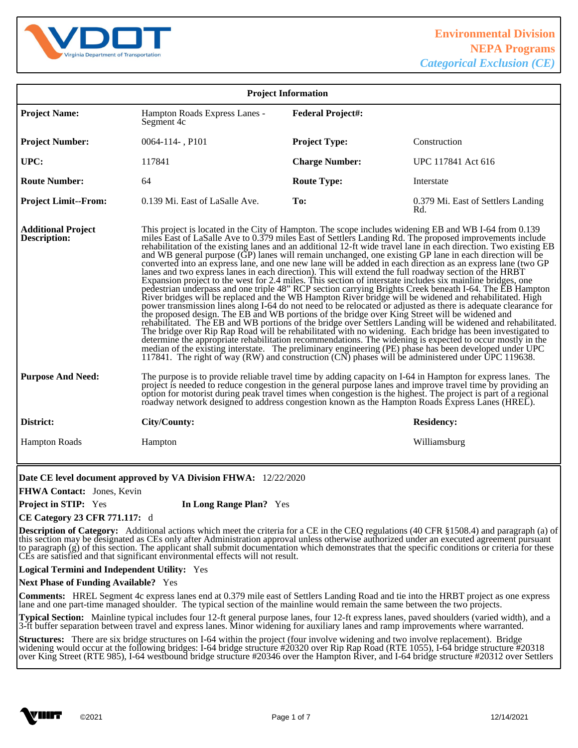**Environmental Division**
**NEPA Programs**
***Categorical Exclusion (CE)***

| **Project Information** | | | |
|---|---|---|---|
| **Project Name:** | Hampton Roads Express Lanes - Segment 4c | **Federal Project#:** | |
| **Project Number:** | 0064-114- , P101 | **Project Type:** | Construction |
| **UPC:** | 117841 | **Charge Number:** | UPC 117841 Act 616 |
| **Route Number:** | 64 | **Route Type:** | Interstate |
| **Project Limit--From:** | 0.139 Mi. East of LaSalle Ave. | **To:** | 0.379 Mi. East of Settlers Landing Rd. |
| **Additional Project Description:** | This project is located in the City of Hampton. The scope includes widening EB and WB I-64 from 0.139 miles East of LaSalle Ave to 0.379 miles East of Settlers Landing Rd. The proposed improvements include rehabilitation of the existing lanes and an additional 12-ft wide travel lane in each direction. Two existing EB and WB general purpose (GP) lanes will remain unchanged, one existing GP lane in each direction will be converted into an express lane, and one new lane will be added in each direction as an express lane (two GP lanes and two express lanes in each direction). This will extend the full roadway section of the HRBT Expansion project to the west for 2.4 miles. This section of interstate includes six mainline bridges, one pedestrian underpass and one triple 48" RCP section carrying Brights Creek beneath I-64. The EB Hampton River bridges will be replaced and the WB Hampton River bridge will be widened and rehabilitated. High power transmission lines along I-64 do not need to be relocated or adjusted as there is adequate clearance for the proposed design. The EB and WB portions of the bridge over King Street will be widened and rehabilitated. The EB and WB portions of the bridge over Settlers Landing will be widened and rehabilitated. The bridge over Rip Rap Road will be rehabilitated with no widening. Each bridge has been investigated to determine the appropriate rehabilitation recommendations. The widening is expected to occur mostly in the median of the existing interstate. The preliminary engineering (PE) phase has been developed under UPC 117841. The right of way (RW) and construction (CN) phases will be administered under UPC 119638. | | |
| **Purpose And Need:** | The purpose is to provide reliable travel time by adding capacity on I-64 in Hampton for express lanes. The project is needed to reduce congestion in the general purpose lanes and improve travel time by providing an option for motorist during peak travel times when congestion is the highest. The project is part of a regional roadway network designed to address congestion known as the Hampton Roads Express Lanes (HREL). | | |
| **District:** | **City/County:** | | **Residency:** |
| Hampton Roads | Hampton | | Williamsburg |

**Date CE level document approved by VA Division FHWA:** 12/22/2020

**FHWA Contact:** Jones, Kevin

**Project in STIP:** Yes **In Long Range Plan?** Yes

**CE Category 23 CFR 771.117:** d

**Description of Category:** Additional actions which meet the criteria for a CE in the CEQ regulations (40 CFR §1508.4) and paragraph (a) of this section may be designated as CEs only after Administration approval unless otherwise authorized under an executed agreement pursuant to paragraph (g) of this section. The applicant shall submit documentation which demonstrates that the specific conditions or criteria for these CEs are satisfied and that significant environmental effects will not result.

**Logical Termini and Independent Utility:** Yes

**Next Phase of Funding Available?** Yes

**Comments:** HREL Segment 4c express lanes end at 0.379 mile east of Settlers Landing Road and tie into the HRBT project as one express lane and one part-time managed shoulder. The typical section of the mainline would remain the same between the two projects.

**Typical Section:** Mainline typical includes four 12-ft general purpose lanes, four 12-ft express lanes, paved shoulders (varied width), and a 3-ft buffer separation between travel and express lanes. Minor widening for auxiliary lanes and ramp improvements where warranted.

**Structures:** There are six bridge structures on I-64 within the project (four involve widening and two involve replacement). Bridge widening would occur at the following bridges: I-64 bridge structure #20320 over Rip Rap Road (RTE 1055), I-64 bridge structure #20318 over King Street (RTE 985), I-64 westbound bridge structure #20346 over the Hampton River, and I-64 bridge structure #20312 over Settlers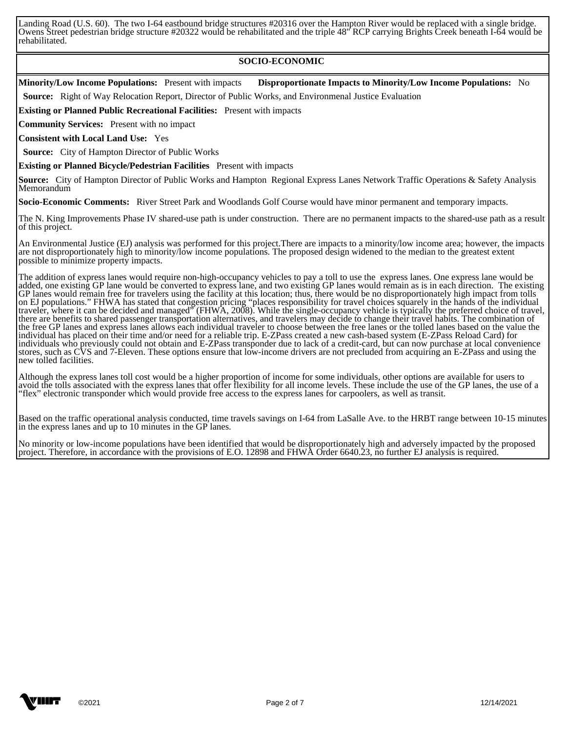Landing Road (U.S. 60). The two I-64 eastbound bridge structures #20316 over the Hampton River would be replaced with a single bridge. Owens Street pedestrian bridge structure #20322 would be rehabilitated and the triple 48" RCP carrying Brights Creek beneath I-64 would be rehabilitated.

## SOCIO-ECONOMIC

**Minority/Low Income Populations:** Present with impacts **Disproportionate Impacts to Minority/Low Income Populations:** No

**Source:** Right of Way Relocation Report, Director of Public Works, and Environmenal Justice Evaluation

**Existing or Planned Public Recreational Facilities:** Present with impacts

**Community Services:** Present with no impact

**Consistent with Local Land Use:** Yes

**Source:** City of Hampton Director of Public Works

**Existing or Planned Bicycle/Pedestrian Facilities** Present with impacts

**Source:** City of Hampton Director of Public Works and Hampton Regional Express Lanes Network Traffic Operations & Safety Analysis Memorandum

**Socio-Economic Comments:** River Street Park and Woodlands Golf Course would have minor permanent and temporary impacts.

The N. King Improvements Phase IV shared-use path is under construction. There are no permanent impacts to the shared-use path as a result of this project.

An Environmental Justice (EJ) analysis was performed for this project.There are impacts to a minority/low income area; however, the impacts are not disproportionately high to minority/low income populations. The proposed design widened to the median to the greatest extent possible to minimize property impacts.

The addition of express lanes would require non-high-occupancy vehicles to pay a toll to use the express lanes. One express lane would be added, one existing GP lane would be converted to express lane, and two existing GP lanes would remain as is in each direction. The existing GP lanes would remain free for travelers using the facility at this location; thus, there would be no disproportionately high impact from tolls on EJ populations." FHWA has stated that congestion pricing "places responsibility for travel choices squarely in the hands of the individual traveler, where it can be decided and managed" (FHWA, 2008). While the single-occupancy vehicle is typically the preferred choice of travel, there are benefits to shared passenger transportation alternatives, and travelers may decide to change their travel habits. The combination of the free GP lanes and express lanes allows each individual traveler to choose between the free lanes or the tolled lanes based on the value the individual has placed on their time and/or need for a reliable trip. E-ZPass created a new cash-based system (E-ZPass Reload Card) for individuals who previously could not obtain and E-ZPass transponder due to lack of a credit-card, but can now purchase at local convenience stores, such as CVS and 7-Eleven. These options ensure that low-income drivers are not precluded from acquiring an E-ZPass and using the new tolled facilities.

Although the express lanes toll cost would be a higher proportion of income for some individuals, other options are available for users to avoid the tolls associated with the express lanes that offer flexibility for all income levels. These include the use of the GP lanes, the use of a "flex" electronic transponder which would provide free access to the express lanes for carpoolers, as well as transit.

Based on the traffic operational analysis conducted, time travels savings on I-64 from LaSalle Ave. to the HRBT range between 10-15 minutes in the express lanes and up to 10 minutes in the GP lanes.

No minority or low-income populations have been identified that would be disproportionately high and adversely impacted by the proposed project. Therefore, in accordance with the provisions of E.O. 12898 and FHWA Order 6640.23, no further EJ analysis is required.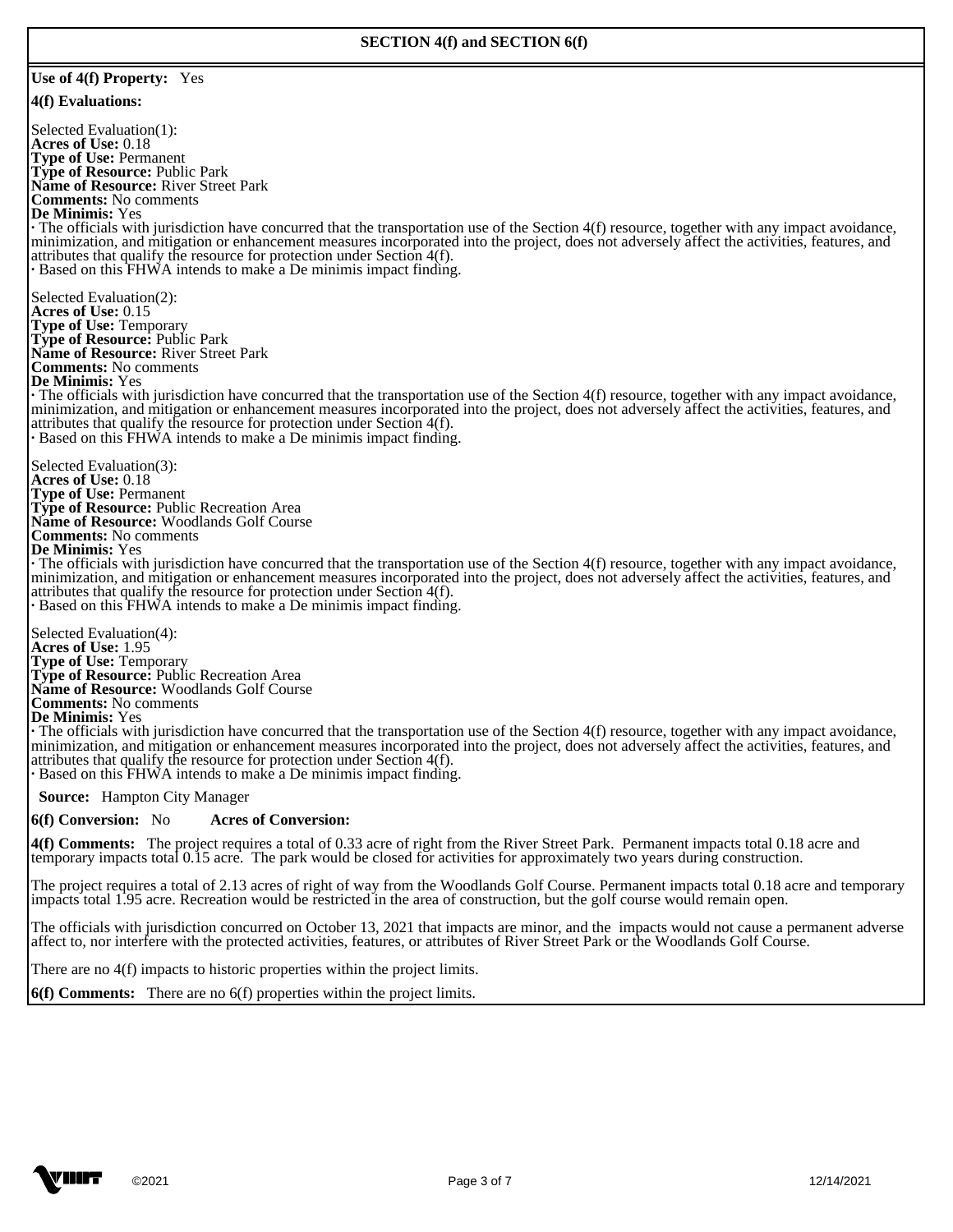## SECTION 4(f) and SECTION 6(f)

**Use of 4(f) Property:** Yes

**4(f) Evaluations:**

Selected Evaluation(1):
**Acres of Use:** 0.18
**Type of Use:** Permanent
**Type of Resource:** Public Park
**Name of Resource:** River Street Park
**Comments:** No comments
**De Minimis:** Yes
· The officials with jurisdiction have concurred that the transportation use of the Section 4(f) resource, together with any impact avoidance, minimization, and mitigation or enhancement measures incorporated into the project, does not adversely affect the activities, features, and attributes that qualify the resource for protection under Section 4(f).
· Based on this FHWA intends to make a De minimis impact finding.

Selected Evaluation(2):
**Acres of Use:** 0.15
**Type of Use:** Temporary
**Type of Resource:** Public Park
**Name of Resource:** River Street Park
**Comments:** No comments
**De Minimis:** Yes
· The officials with jurisdiction have concurred that the transportation use of the Section 4(f) resource, together with any impact avoidance, minimization, and mitigation or enhancement measures incorporated into the project, does not adversely affect the activities, features, and attributes that qualify the resource for protection under Section 4(f).
· Based on this FHWA intends to make a De minimis impact finding.

Selected Evaluation(3):
**Acres of Use:** 0.18
**Type of Use:** Permanent
**Type of Resource:** Public Recreation Area
**Name of Resource:** Woodlands Golf Course
**Comments:** No comments
**De Minimis:** Yes
· The officials with jurisdiction have concurred that the transportation use of the Section 4(f) resource, together with any impact avoidance, minimization, and mitigation or enhancement measures incorporated into the project, does not adversely affect the activities, features, and attributes that qualify the resource for protection under Section 4(f).
· Based on this FHWA intends to make a De minimis impact finding.

Selected Evaluation(4):
**Acres of Use:** 1.95
**Type of Use:** Temporary
**Type of Resource:** Public Recreation Area
**Name of Resource:** Woodlands Golf Course
**Comments:** No comments
**De Minimis:** Yes
· The officials with jurisdiction have concurred that the transportation use of the Section 4(f) resource, together with any impact avoidance, minimization, and mitigation or enhancement measures incorporated into the project, does not adversely affect the activities, features, and attributes that qualify the resource for protection under Section 4(f).
· Based on this FHWA intends to make a De minimis impact finding.

**Source:** Hampton City Manager

**6(f) Conversion:** No **Acres of Conversion:**

**4(f) Comments:** The project requires a total of 0.33 acre of right from the River Street Park. Permanent impacts total 0.18 acre and temporary impacts total 0.15 acre. The park would be closed for activities for approximately two years during construction.

The project requires a total of 2.13 acres of right of way from the Woodlands Golf Course. Permanent impacts total 0.18 acre and temporary impacts total 1.95 acre. Recreation would be restricted in the area of construction, but the golf course would remain open.

The officials with jurisdiction concurred on October 13, 2021 that impacts are minor, and the impacts would not cause a permanent adverse affect to, nor interfere with the protected activities, features, or attributes of River Street Park or the Woodlands Golf Course.

There are no 4(f) impacts to historic properties within the project limits.

**6(f) Comments:** There are no 6(f) properties within the project limits.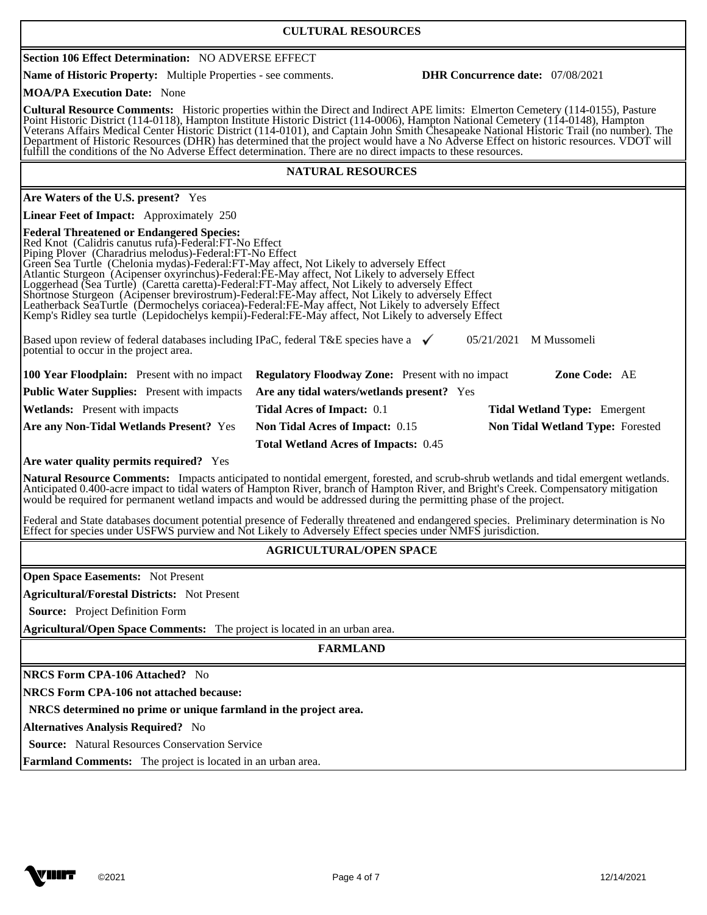## CULTURAL RESOURCES

**Section 106 Effect Determination:** NO ADVERSE EFFECT

**Name of Historic Property:** Multiple Properties - see comments. **DHR Concurrence date:** 07/08/2021

**MOA/PA Execution Date:** None

**Cultural Resource Comments:** Historic properties within the Direct and Indirect APE limits: Elmerton Cemetery (114-0155), Pasture Point Historic District (114-0118), Hampton Institute Historic District (114-0006), Hampton National Cemetery (114-0148), Hampton Veterans Affairs Medical Center Historic District (114-0101), and Captain John Smith Chesapeake National Historic Trail (no number). The Department of Historic Resources (DHR) has determined that the project would have a No Adverse Effect on historic resources. VDOT will fulfill the conditions of the No Adverse Effect determination. There are no direct impacts to these resources.

## NATURAL RESOURCES

**Are Waters of the U.S. present?** Yes

**Linear Feet of Impact:** Approximately 250

**Federal Threatened or Endangered Species:**
Red Knot (Calidris canutus rufa)-Federal:FT-No Effect
Piping Plover (Charadrius melodus)-Federal:FT-No Effect
Green Sea Turtle (Chelonia mydas)-Federal:FT-May affect, Not Likely to adversely Effect
Atlantic Sturgeon (Acipenser oxyrinchus)-Federal:FE-May affect, Not Likely to adversely Effect
Loggerhead (Sea Turtle) (Caretta caretta)-Federal:FT-May affect, Not Likely to adversely Effect
Shortnose Sturgeon (Acipenser brevirostrum)-Federal:FE-May affect, Not Likely to adversely Effect
Leatherback SeaTurtle (Dermochelys coriacea)-Federal:FE-May affect, Not Likely to adversely Effect
Kemp's Ridley sea turtle (Lepidochelys kempii)-Federal:FE-May affect, Not Likely to adversely Effect

Based upon review of federal databases including IPaC, federal T&E species have a potential to occur in the project area. ✓ 05/21/2021 M Mussomeli

| | | |
|---|---|---|
| **100 Year Floodplain:** Present with no impact | **Regulatory Floodway Zone:** Present with no impact | **Zone Code:** AE |
| **Public Water Supplies:** Present with impacts | **Are any tidal waters/wetlands present?** Yes | |
| **Wetlands:** Present with impacts | **Tidal Acres of Impact:** 0.1 | **Tidal Wetland Type:** Emergent |
| **Are any Non-Tidal Wetlands Present?** Yes | **Non Tidal Acres of Impact:** 0.15 | **Non Tidal Wetland Type:** Forested |
| | **Total Wetland Acres of Impacts:** 0.45 | |

**Are water quality permits required?** Yes

**Natural Resource Comments:** Impacts anticipated to nontidal emergent, forested, and scrub-shrub wetlands and tidal emergent wetlands. Anticipated 0.400-acre impact to tidal waters of Hampton River, branch of Hampton River, and Bright's Creek. Compensatory mitigation would be required for permanent wetland impacts and would be addressed during the permitting phase of the project.

Federal and State databases document potential presence of Federally threatened and endangered species. Preliminary determination is No Effect for species under USFWS purview and Not Likely to Adversely Effect species under NMFS jurisdiction.

## AGRICULTURAL/OPEN SPACE

**Open Space Easements:** Not Present

**Agricultural/Forestal Districts:** Not Present

**Source:** Project Definition Form

**Agricultural/Open Space Comments:** The project is located in an urban area.

## FARMLAND

**NRCS Form CPA-106 Attached?** No

**NRCS Form CPA-106 not attached because:**

**NRCS determined no prime or unique farmland in the project area.**

**Alternatives Analysis Required?** No

**Source:** Natural Resources Conservation Service

**Farmland Comments:** The project is located in an urban area.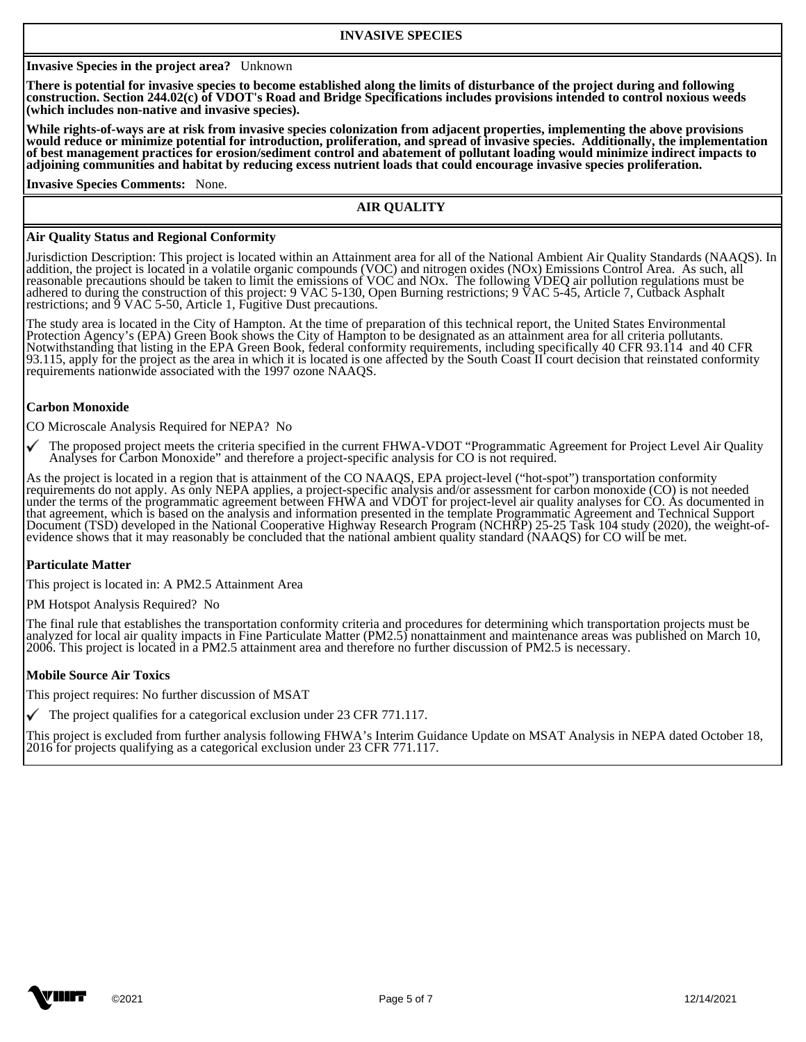## INVASIVE SPECIES

**Invasive Species in the project area?** Unknown

**There is potential for invasive species to become established along the limits of disturbance of the project during and following construction. Section 244.02(c) of VDOT's Road and Bridge Specifications includes provisions intended to control noxious weeds (which includes non-native and invasive species).**

**While rights-of-ways are at risk from invasive species colonization from adjacent properties, implementing the above provisions would reduce or minimize potential for introduction, proliferation, and spread of invasive species. Additionally, the implementation of best management practices for erosion/sediment control and abatement of pollutant loading would minimize indirect impacts to adjoining communities and habitat by reducing excess nutrient loads that could encourage invasive species proliferation.**

**Invasive Species Comments:** None.

## AIR QUALITY

### Air Quality Status and Regional Conformity

Jurisdiction Description: This project is located within an Attainment area for all of the National Ambient Air Quality Standards (NAAQS). In addition, the project is located in a volatile organic compounds (VOC) and nitrogen oxides (NOx) Emissions Control Area. As such, all reasonable precautions should be taken to limit the emissions of VOC and NOx. The following VDEQ air pollution regulations must be adhered to during the construction of this project: 9 VAC 5-130, Open Burning restrictions; 9 VAC 5-45, Article 7, Cutback Asphalt restrictions; and 9 VAC 5-50, Article 1, Fugitive Dust precautions.

The study area is located in the City of Hampton. At the time of preparation of this technical report, the United States Environmental Protection Agency's (EPA) Green Book shows the City of Hampton to be designated as an attainment area for all criteria pollutants. Notwithstanding that listing in the EPA Green Book, federal conformity requirements, including specifically 40 CFR 93.114 and 40 CFR 93.115, apply for the project as the area in which it is located is one affected by the South Coast II court decision that reinstated conformity requirements nationwide associated with the 1997 ozone NAAQS.

### Carbon Monoxide

CO Microscale Analysis Required for NEPA? No

✓ The proposed project meets the criteria specified in the current FHWA-VDOT "Programmatic Agreement for Project Level Air Quality Analyses for Carbon Monoxide" and therefore a project-specific analysis for CO is not required.

As the project is located in a region that is attainment of the CO NAAQS, EPA project-level ("hot-spot") transportation conformity requirements do not apply. As only NEPA applies, a project-specific analysis and/or assessment for carbon monoxide (CO) is not needed under the terms of the programmatic agreement between FHWA and VDOT for project-level air quality analyses for CO. As documented in that agreement, which is based on the analysis and information presented in the template Programmatic Agreement and Technical Support Document (TSD) developed in the National Cooperative Highway Research Program (NCHRP) 25-25 Task 104 study (2020), the weight-of-evidence shows that it may reasonably be concluded that the national ambient quality standard (NAAQS) for CO will be met.

### Particulate Matter

This project is located in: A PM2.5 Attainment Area

PM Hotspot Analysis Required? No

The final rule that establishes the transportation conformity criteria and procedures for determining which transportation projects must be analyzed for local air quality impacts in Fine Particulate Matter (PM2.5) nonattainment and maintenance areas was published on March 10, 2006. This project is located in a PM2.5 attainment area and therefore no further discussion of PM2.5 is necessary.

### Mobile Source Air Toxics

This project requires: No further discussion of MSAT

✓ The project qualifies for a categorical exclusion under 23 CFR 771.117.

This project is excluded from further analysis following FHWA's Interim Guidance Update on MSAT Analysis in NEPA dated October 18, 2016 for projects qualifying as a categorical exclusion under 23 CFR 771.117.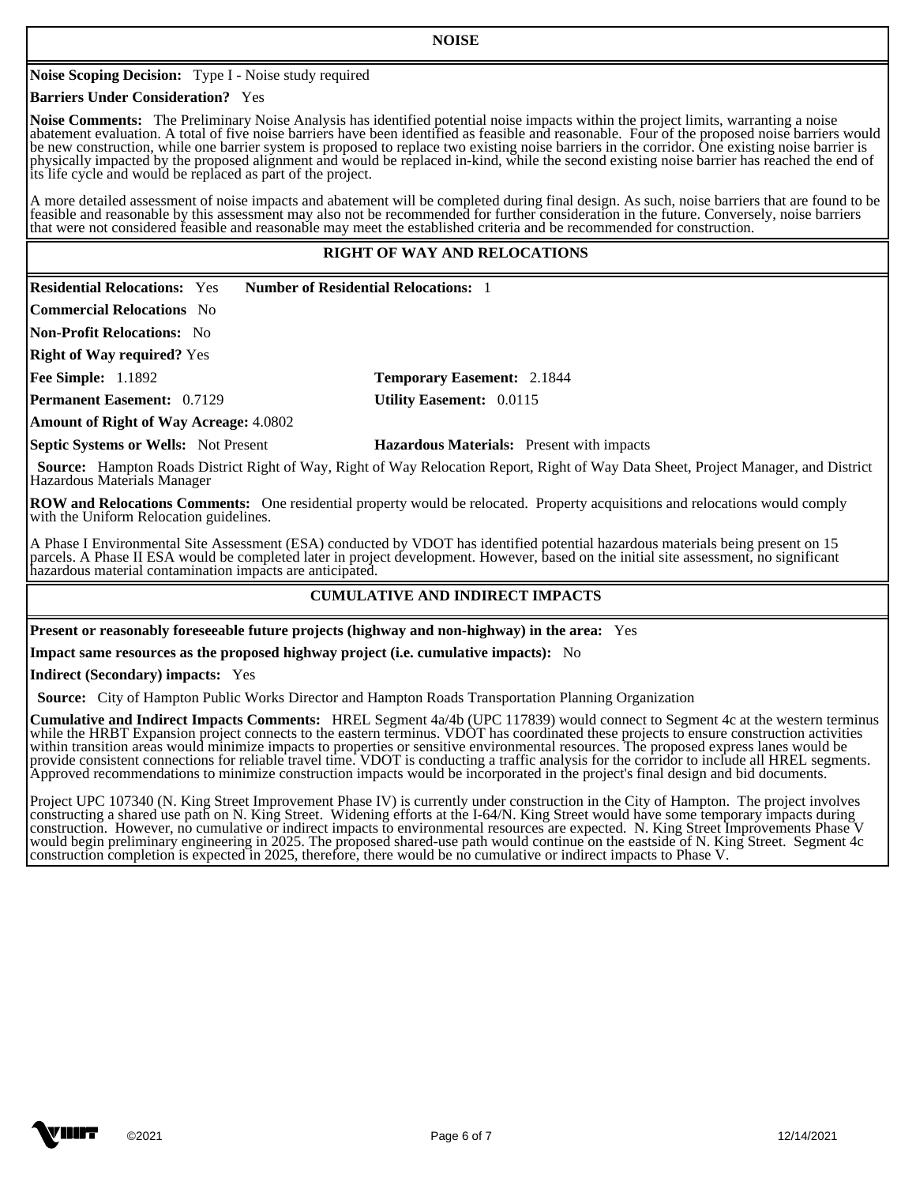## NOISE

**Noise Scoping Decision:** Type I - Noise study required

**Barriers Under Consideration?** Yes

**Noise Comments:** The Preliminary Noise Analysis has identified potential noise impacts within the project limits, warranting a noise abatement evaluation. A total of five noise barriers have been identified as feasible and reasonable. Four of the proposed noise barriers would be new construction, while one barrier system is proposed to replace two existing noise barriers in the corridor. One existing noise barrier is physically impacted by the proposed alignment and would be replaced in-kind, while the second existing noise barrier has reached the end of its life cycle and would be replaced as part of the project.

A more detailed assessment of noise impacts and abatement will be completed during final design. As such, noise barriers that are found to be feasible and reasonable by this assessment may also not be recommended for further consideration in the future. Conversely, noise barriers that were not considered feasible and reasonable may meet the established criteria and be recommended for construction.

## RIGHT OF WAY AND RELOCATIONS

**Residential Relocations:** Yes **Number of Residential Relocations:** 1

**Commercial Relocations** No

**Non-Profit Relocations:** No

**Right of Way required?** Yes

**Fee Simple:** 1.1892 **Temporary Easement:** 2.1844

**Permanent Easement:** 0.7129 **Utility Easement:** 0.0115

**Amount of Right of Way Acreage:** 4.0802

**Septic Systems or Wells:** Not Present **Hazardous Materials:** Present with impacts

**Source:** Hampton Roads District Right of Way, Right of Way Relocation Report, Right of Way Data Sheet, Project Manager, and District Hazardous Materials Manager

**ROW and Relocations Comments:** One residential property would be relocated. Property acquisitions and relocations would comply with the Uniform Relocation guidelines.

A Phase I Environmental Site Assessment (ESA) conducted by VDOT has identified potential hazardous materials being present on 15 parcels. A Phase II ESA would be completed later in project development. However, based on the initial site assessment, no significant hazardous material contamination impacts are anticipated.

## CUMULATIVE AND INDIRECT IMPACTS

**Present or reasonably foreseeable future projects (highway and non-highway) in the area:** Yes

**Impact same resources as the proposed highway project (i.e. cumulative impacts):** No

**Indirect (Secondary) impacts:** Yes

**Source:** City of Hampton Public Works Director and Hampton Roads Transportation Planning Organization

**Cumulative and Indirect Impacts Comments:** HREL Segment 4a/4b (UPC 117839) would connect to Segment 4c at the western terminus while the HRBT Expansion project connects to the eastern terminus. VDOT has coordinated these projects to ensure construction activities within transition areas would minimize impacts to properties or sensitive environmental resources. The proposed express lanes would be provide consistent connections for reliable travel time. VDOT is conducting a traffic analysis for the corridor to include all HREL segments. Approved recommendations to minimize construction impacts would be incorporated in the project's final design and bid documents.

Project UPC 107340 (N. King Street Improvement Phase IV) is currently under construction in the City of Hampton. The project involves constructing a shared use path on N. King Street. Widening efforts at the I-64/N. King Street would have some temporary impacts during construction. However, no cumulative or indirect impacts to environmental resources are expected. N. King Street Improvements Phase V would begin preliminary engineering in 2025. The proposed shared-use path would continue on the eastside of N. King Street. Segment 4c construction completion is expected in 2025, therefore, there would be no cumulative or indirect impacts to Phase V.